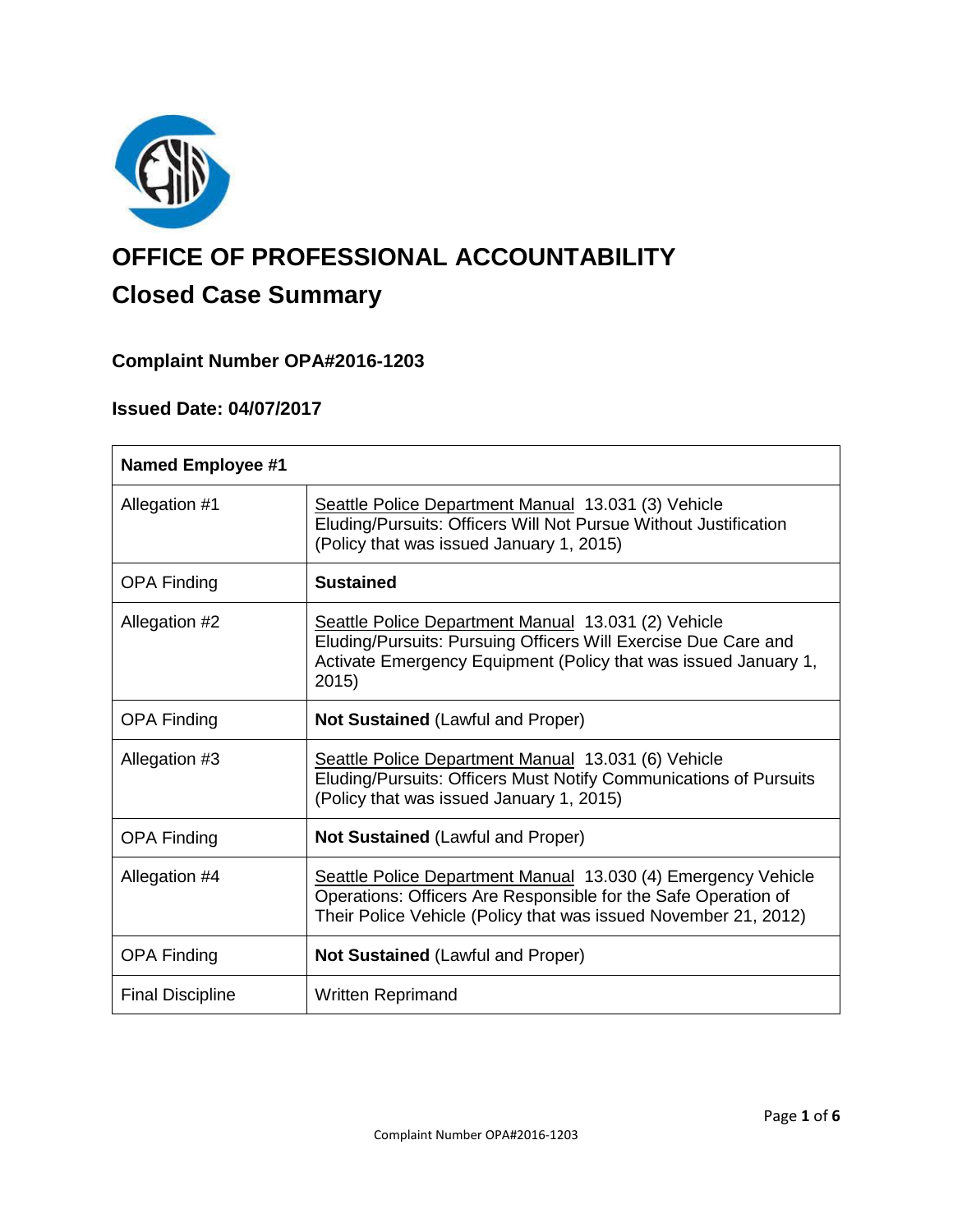# OFFICE OF PROFESSIONAL ACCOUNTABILITY

## Closed Case Summary

### Complaint Number OPA#2016-1203

### Issued Date: 04/07/2017

| Named Employee #1 | |
|---|---|
| Allegation #1 | Seattle Police Department Manual 13.031 (3) Vehicle Eluding/Pursuits: Officers Will Not Pursue Without Justification (Policy that was issued January 1, 2015) |
| OPA Finding | **Sustained** |
| Allegation #2 | Seattle Police Department Manual 13.031 (2) Vehicle Eluding/Pursuits: Pursuing Officers Will Exercise Due Care and Activate Emergency Equipment (Policy that was issued January 1, 2015) |
| OPA Finding | **Not Sustained** (Lawful and Proper) |
| Allegation #3 | Seattle Police Department Manual 13.031 (6) Vehicle Eluding/Pursuits: Officers Must Notify Communications of Pursuits (Policy that was issued January 1, 2015) |
| OPA Finding | **Not Sustained** (Lawful and Proper) |
| Allegation #4 | Seattle Police Department Manual 13.030 (4) Emergency Vehicle Operations: Officers Are Responsible for the Safe Operation of Their Police Vehicle (Policy that was issued November 21, 2012) |
| OPA Finding | **Not Sustained** (Lawful and Proper) |
| Final Discipline | Written Reprimand |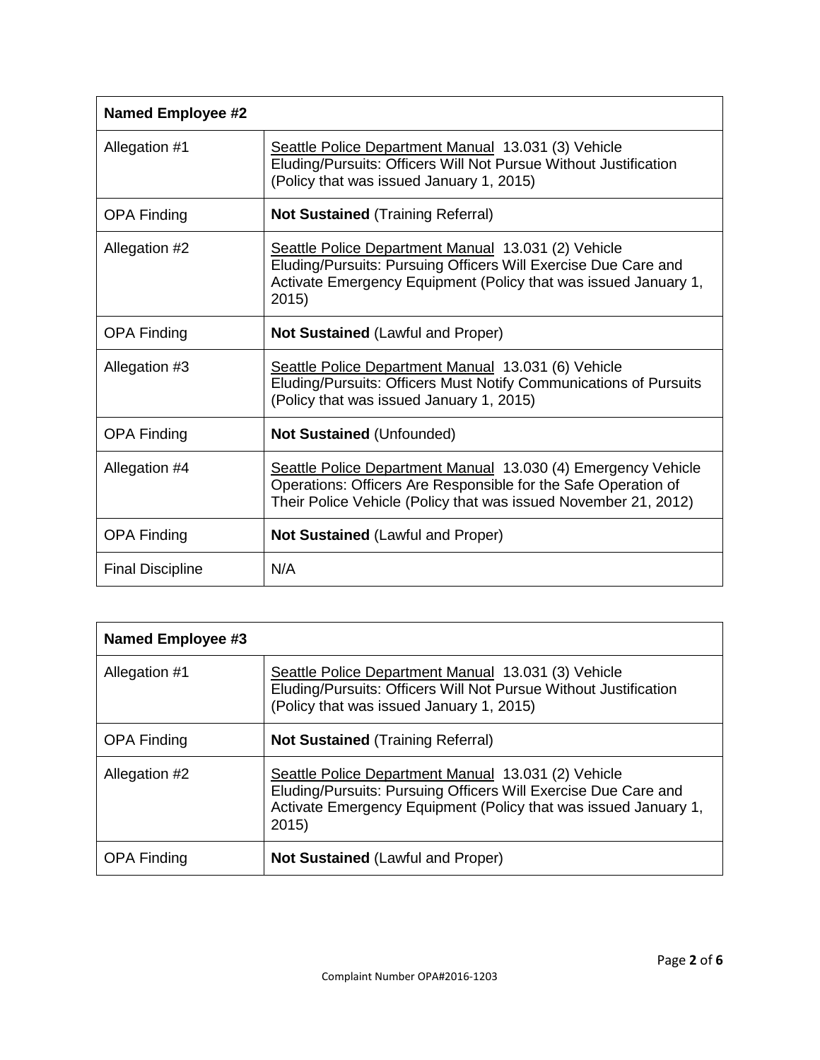| **Named Employee #2** | |
|---|---|
| Allegation #1 | Seattle Police Department Manual 13.031 (3) Vehicle Eluding/Pursuits: Officers Will Not Pursue Without Justification (Policy that was issued January 1, 2015) |
| OPA Finding | **Not Sustained** (Training Referral) |
| Allegation #2 | Seattle Police Department Manual 13.031 (2) Vehicle Eluding/Pursuits: Pursuing Officers Will Exercise Due Care and Activate Emergency Equipment (Policy that was issued January 1, 2015) |
| OPA Finding | **Not Sustained** (Lawful and Proper) |
| Allegation #3 | Seattle Police Department Manual 13.031 (6) Vehicle Eluding/Pursuits: Officers Must Notify Communications of Pursuits (Policy that was issued January 1, 2015) |
| OPA Finding | **Not Sustained** (Unfounded) |
| Allegation #4 | Seattle Police Department Manual 13.030 (4) Emergency Vehicle Operations: Officers Are Responsible for the Safe Operation of Their Police Vehicle (Policy that was issued November 21, 2012) |
| OPA Finding | **Not Sustained** (Lawful and Proper) |
| Final Discipline | N/A |

| **Named Employee #3** | |
|---|---|
| Allegation #1 | Seattle Police Department Manual 13.031 (3) Vehicle Eluding/Pursuits: Officers Will Not Pursue Without Justification (Policy that was issued January 1, 2015) |
| OPA Finding | **Not Sustained** (Training Referral) |
| Allegation #2 | Seattle Police Department Manual 13.031 (2) Vehicle Eluding/Pursuits: Pursuing Officers Will Exercise Due Care and Activate Emergency Equipment (Policy that was issued January 1, 2015) |
| OPA Finding | **Not Sustained** (Lawful and Proper) |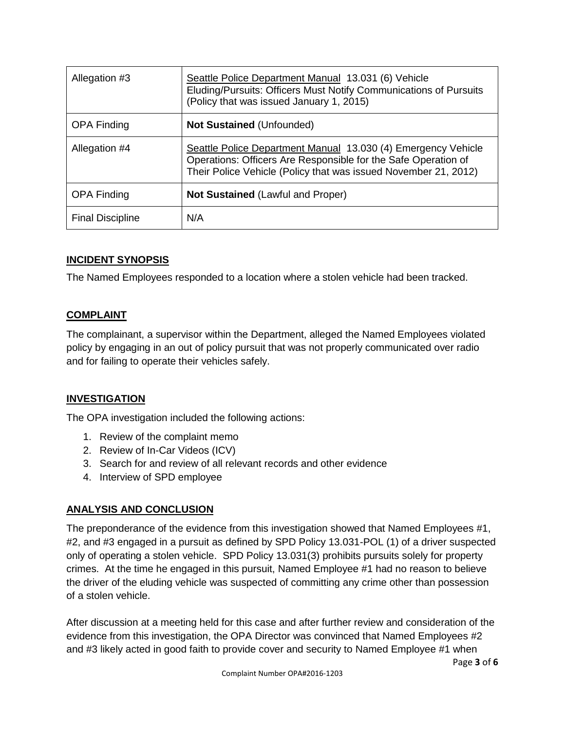| Allegation #3 | Seattle Police Department Manual 13.031 (6) Vehicle Eluding/Pursuits: Officers Must Notify Communications of Pursuits (Policy that was issued January 1, 2015) |
|---|---|
| OPA Finding | **Not Sustained** (Unfounded) |
| Allegation #4 | Seattle Police Department Manual 13.030 (4) Emergency Vehicle Operations: Officers Are Responsible for the Safe Operation of Their Police Vehicle (Policy that was issued November 21, 2012) |
| OPA Finding | **Not Sustained** (Lawful and Proper) |
| Final Discipline | N/A |

## INCIDENT SYNOPSIS

The Named Employees responded to a location where a stolen vehicle had been tracked.

## COMPLAINT

The complainant, a supervisor within the Department, alleged the Named Employees violated policy by engaging in an out of policy pursuit that was not properly communicated over radio and for failing to operate their vehicles safely.

## INVESTIGATION

The OPA investigation included the following actions:

1. Review of the complaint memo
2. Review of In-Car Videos (ICV)
3. Search for and review of all relevant records and other evidence
4. Interview of SPD employee

## ANALYSIS AND CONCLUSION

The preponderance of the evidence from this investigation showed that Named Employees #1, #2, and #3 engaged in a pursuit as defined by SPD Policy 13.031-POL (1) of a driver suspected only of operating a stolen vehicle. SPD Policy 13.031(3) prohibits pursuits solely for property crimes. At the time he engaged in this pursuit, Named Employee #1 had no reason to believe the driver of the eluding vehicle was suspected of committing any crime other than possession of a stolen vehicle.

After discussion at a meeting held for this case and after further review and consideration of the evidence from this investigation, the OPA Director was convinced that Named Employees #2 and #3 likely acted in good faith to provide cover and security to Named Employee #1 when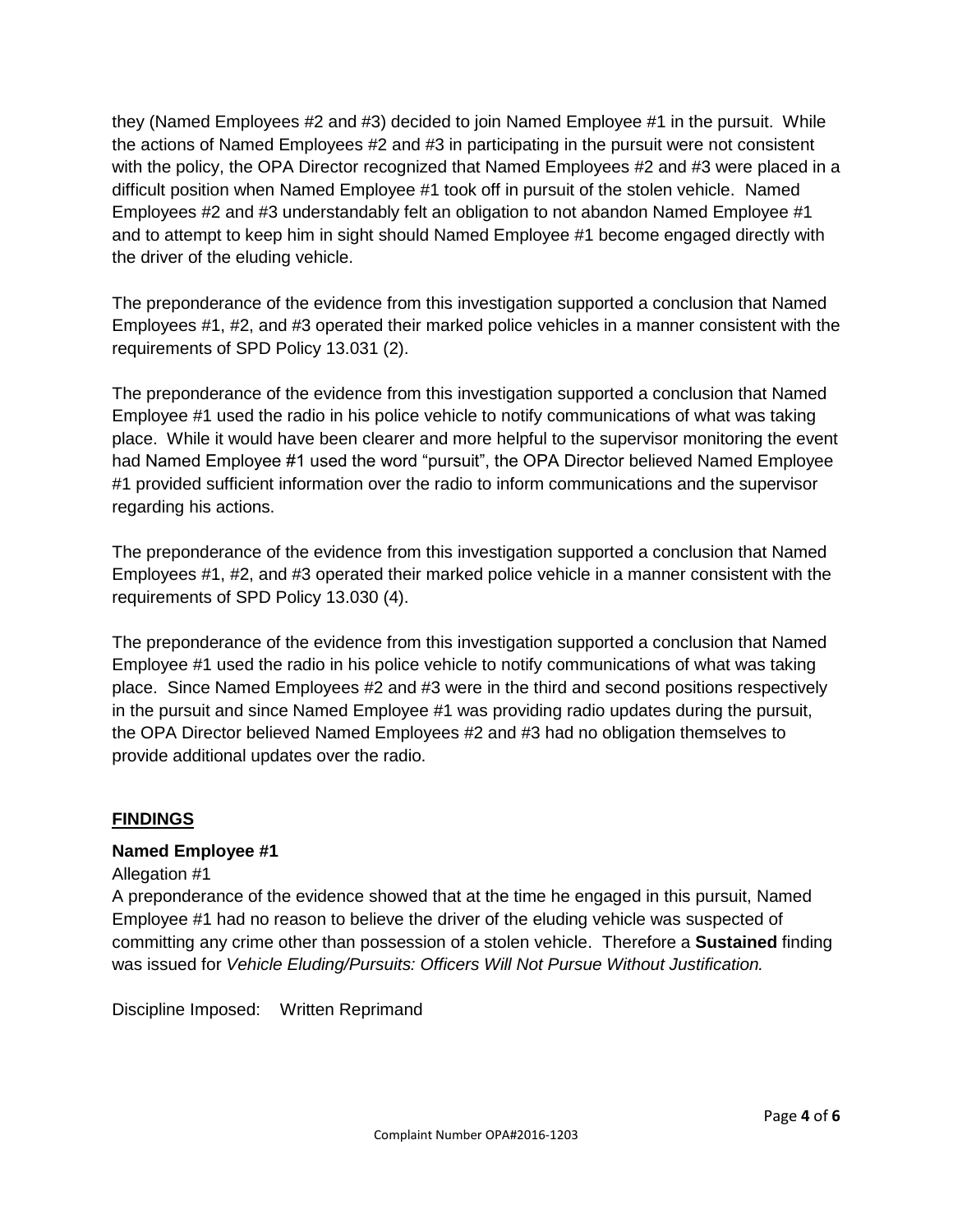they (Named Employees #2 and #3) decided to join Named Employee #1 in the pursuit. While the actions of Named Employees #2 and #3 in participating in the pursuit were not consistent with the policy, the OPA Director recognized that Named Employees #2 and #3 were placed in a difficult position when Named Employee #1 took off in pursuit of the stolen vehicle. Named Employees #2 and #3 understandably felt an obligation to not abandon Named Employee #1 and to attempt to keep him in sight should Named Employee #1 become engaged directly with the driver of the eluding vehicle.

The preponderance of the evidence from this investigation supported a conclusion that Named Employees #1, #2, and #3 operated their marked police vehicles in a manner consistent with the requirements of SPD Policy 13.031 (2).

The preponderance of the evidence from this investigation supported a conclusion that Named Employee #1 used the radio in his police vehicle to notify communications of what was taking place. While it would have been clearer and more helpful to the supervisor monitoring the event had Named Employee #1 used the word "pursuit", the OPA Director believed Named Employee #1 provided sufficient information over the radio to inform communications and the supervisor regarding his actions.

The preponderance of the evidence from this investigation supported a conclusion that Named Employees #1, #2, and #3 operated their marked police vehicle in a manner consistent with the requirements of SPD Policy 13.030 (4).

The preponderance of the evidence from this investigation supported a conclusion that Named Employee #1 used the radio in his police vehicle to notify communications of what was taking place. Since Named Employees #2 and #3 were in the third and second positions respectively in the pursuit and since Named Employee #1 was providing radio updates during the pursuit, the OPA Director believed Named Employees #2 and #3 had no obligation themselves to provide additional updates over the radio.

## FINDINGS

### Named Employee #1

Allegation #1

A preponderance of the evidence showed that at the time he engaged in this pursuit, Named Employee #1 had no reason to believe the driver of the eluding vehicle was suspected of committing any crime other than possession of a stolen vehicle. Therefore a **Sustained** finding was issued for *Vehicle Eluding/Pursuits: Officers Will Not Pursue Without Justification.*

Discipline Imposed: Written Reprimand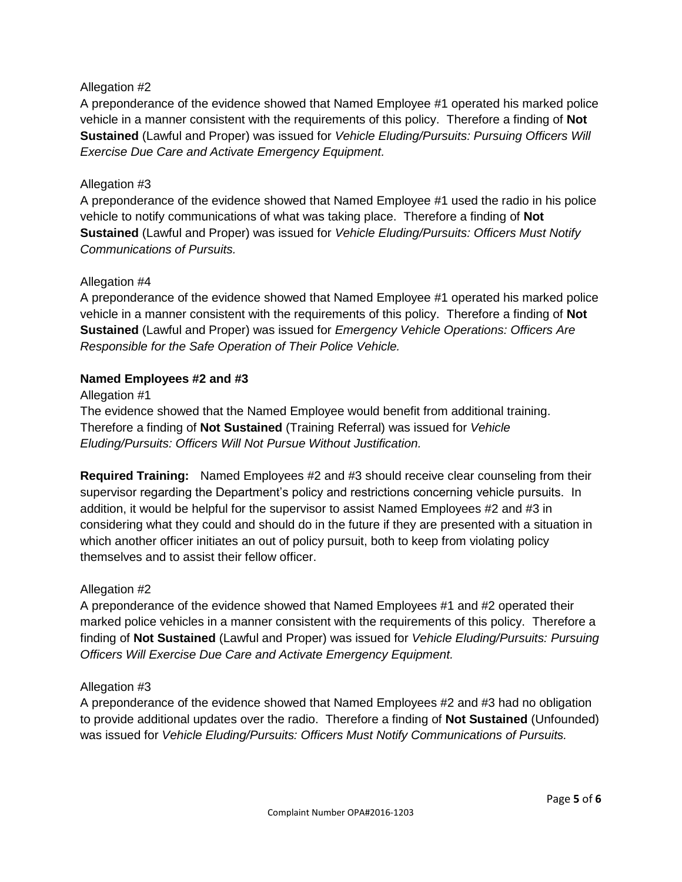Allegation #2

A preponderance of the evidence showed that Named Employee #1 operated his marked police vehicle in a manner consistent with the requirements of this policy. Therefore a finding of **Not Sustained** (Lawful and Proper) was issued for *Vehicle Eluding/Pursuits: Pursuing Officers Will Exercise Due Care and Activate Emergency Equipment.*

Allegation #3

A preponderance of the evidence showed that Named Employee #1 used the radio in his police vehicle to notify communications of what was taking place. Therefore a finding of **Not Sustained** (Lawful and Proper) was issued for *Vehicle Eluding/Pursuits: Officers Must Notify Communications of Pursuits.*

Allegation #4

A preponderance of the evidence showed that Named Employee #1 operated his marked police vehicle in a manner consistent with the requirements of this policy. Therefore a finding of **Not Sustained** (Lawful and Proper) was issued for *Emergency Vehicle Operations: Officers Are Responsible for the Safe Operation of Their Police Vehicle.*

**Named Employees #2 and #3**

Allegation #1

The evidence showed that the Named Employee would benefit from additional training. Therefore a finding of **Not Sustained** (Training Referral) was issued for *Vehicle Eluding/Pursuits: Officers Will Not Pursue Without Justification.*

**Required Training:** Named Employees #2 and #3 should receive clear counseling from their supervisor regarding the Department's policy and restrictions concerning vehicle pursuits. In addition, it would be helpful for the supervisor to assist Named Employees #2 and #3 in considering what they could and should do in the future if they are presented with a situation in which another officer initiates an out of policy pursuit, both to keep from violating policy themselves and to assist their fellow officer.

Allegation #2

A preponderance of the evidence showed that Named Employees #1 and #2 operated their marked police vehicles in a manner consistent with the requirements of this policy. Therefore a finding of **Not Sustained** (Lawful and Proper) was issued for *Vehicle Eluding/Pursuits: Pursuing Officers Will Exercise Due Care and Activate Emergency Equipment.*

Allegation #3

A preponderance of the evidence showed that Named Employees #2 and #3 had no obligation to provide additional updates over the radio. Therefore a finding of **Not Sustained** (Unfounded) was issued for *Vehicle Eluding/Pursuits: Officers Must Notify Communications of Pursuits.*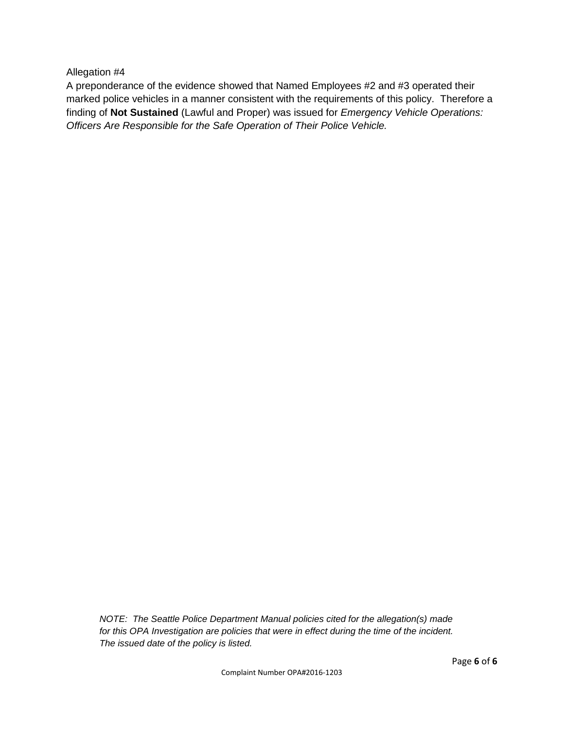Allegation #4

A preponderance of the evidence showed that Named Employees #2 and #3 operated their marked police vehicles in a manner consistent with the requirements of this policy. Therefore a finding of **Not Sustained** (Lawful and Proper) was issued for *Emergency Vehicle Operations: Officers Are Responsible for the Safe Operation of Their Police Vehicle.*

*NOTE: The Seattle Police Department Manual policies cited for the allegation(s) made for this OPA Investigation are policies that were in effect during the time of the incident. The issued date of the policy is listed.*

Complaint Number OPA#2016-1203